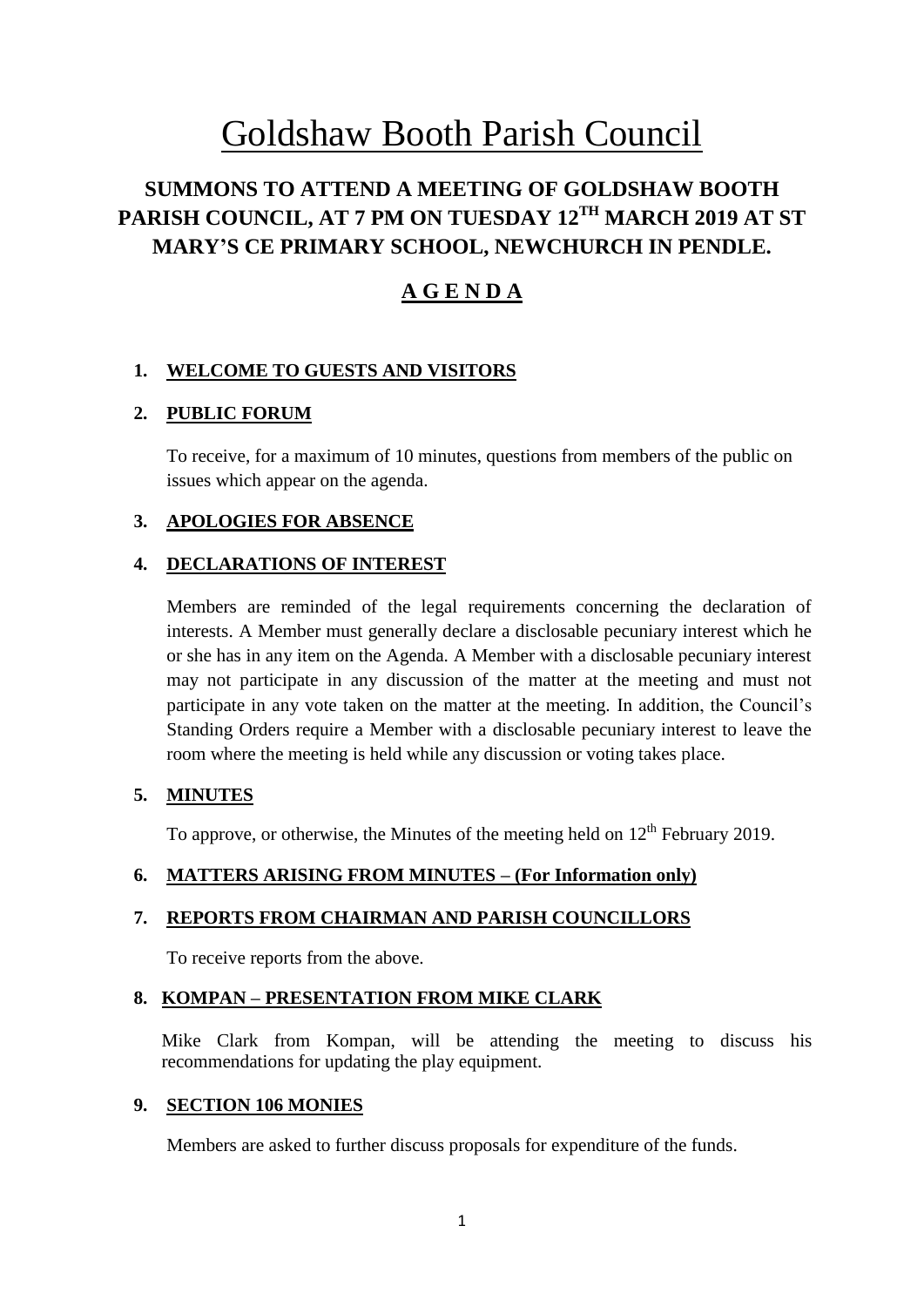# Goldshaw Booth Parish Council

## SUMMONS TO ATTEND A MEETING OF GOLDSHAW BOOTH PARISH COUNCIL, AT 7 PM ON TUESDAY 12TH MARCH 2019 AT ST MARY'S CE PRIMARY SCHOOL, NEWCHURCH IN PENDLE.

## A G E N D A

1. **WELCOME TO GUESTS AND VISITORS**

2. **PUBLIC FORUM**

   To receive, for a maximum of 10 minutes, questions from members of the public on issues which appear on the agenda.

3. **APOLOGIES FOR ABSENCE**

4. **DECLARATIONS OF INTEREST**

   Members are reminded of the legal requirements concerning the declaration of interests. A Member must generally declare a disclosable pecuniary interest which he or she has in any item on the Agenda. A Member with a disclosable pecuniary interest may not participate in any discussion of the matter at the meeting and must not participate in any vote taken on the matter at the meeting. In addition, the Council's Standing Orders require a Member with a disclosable pecuniary interest to leave the room where the meeting is held while any discussion or voting takes place.

5. **MINUTES**

   To approve, or otherwise, the Minutes of the meeting held on 12th February 2019.

6. **MATTERS ARISING FROM MINUTES – (For Information only)**

7. **REPORTS FROM CHAIRMAN AND PARISH COUNCILLORS**

   To receive reports from the above.

8. **KOMPAN – PRESENTATION FROM MIKE CLARK**

   Mike Clark from Kompan, will be attending the meeting to discuss his recommendations for updating the play equipment.

9. **SECTION 106 MONIES**

   Members are asked to further discuss proposals for expenditure of the funds.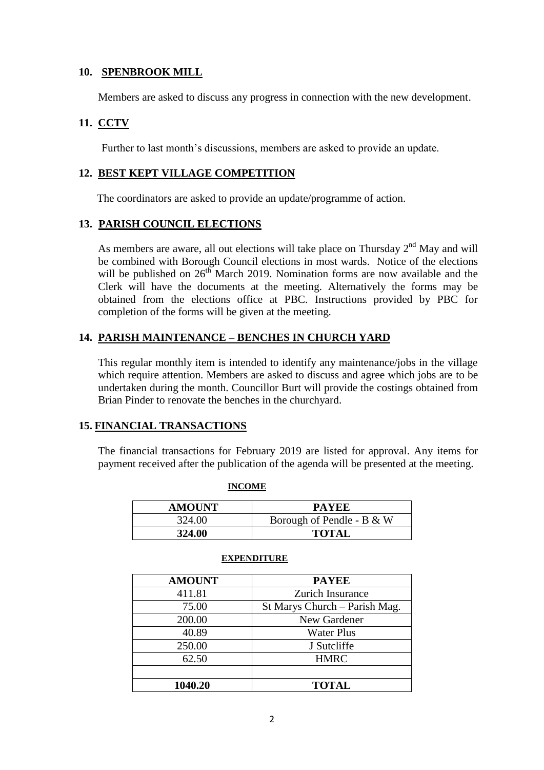## 10. SPENBROOK MILL

Members are asked to discuss any progress in connection with the new development.

## 11. CCTV

Further to last month's discussions, members are asked to provide an update.

## 12. BEST KEPT VILLAGE COMPETITION

The coordinators are asked to provide an update/programme of action.

## 13. PARISH COUNCIL ELECTIONS

As members are aware, all out elections will take place on Thursday 2nd May and will be combined with Borough Council elections in most wards. Notice of the elections will be published on 26th March 2019. Nomination forms are now available and the Clerk will have the documents at the meeting. Alternatively the forms may be obtained from the elections office at PBC. Instructions provided by PBC for completion of the forms will be given at the meeting.

## 14. PARISH MAINTENANCE – BENCHES IN CHURCH YARD

This regular monthly item is intended to identify any maintenance/jobs in the village which require attention. Members are asked to discuss and agree which jobs are to be undertaken during the month. Councillor Burt will provide the costings obtained from Brian Pinder to renovate the benches in the churchyard.

## 15. FINANCIAL TRANSACTIONS

The financial transactions for February 2019 are listed for approval. Any items for payment received after the publication of the agenda will be presented at the meeting.

**INCOME**

| AMOUNT | PAYEE |
|---|---|
| 324.00 | Borough of Pendle - B & W |
| **324.00** | **TOTAL** |

**EXPENDITURE**

| AMOUNT | PAYEE |
|---|---|
| 411.81 | Zurich Insurance |
| 75.00 | St Marys Church – Parish Mag. |
| 200.00 | New Gardener |
| 40.89 | Water Plus |
| 250.00 | J Sutcliffe |
| 62.50 | HMRC |
| | |
| **1040.20** | **TOTAL** |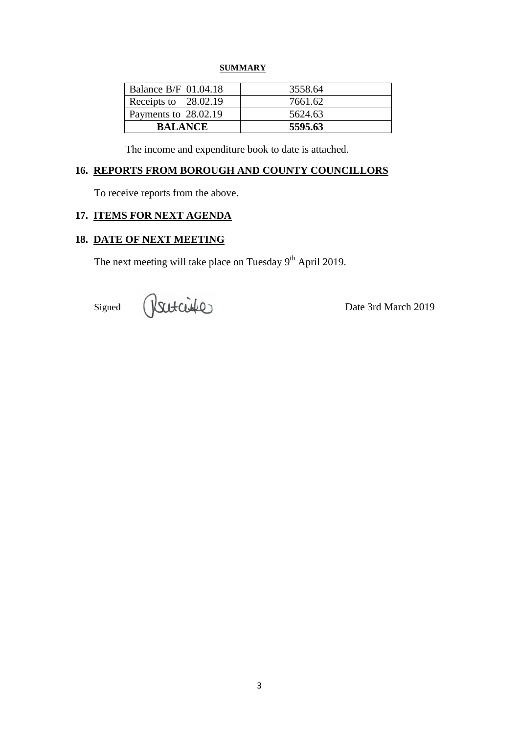**SUMMARY**

| | |
|---|---|
| Balance B/F 01.04.18 | 3558.64 |
| Receipts to 28.02.19 | 7661.62 |
| Payments to 28.02.19 | 5624.63 |
| **BALANCE** | **5595.63** |

The income and expenditure book to date is attached.

## 16. REPORTS FROM BOROUGH AND COUNTY COUNCILLORS

To receive reports from the above.

## 17. ITEMS FOR NEXT AGENDA

## 18. DATE OF NEXT MEETING

The next meeting will take place on Tuesday 9th April 2019.

Signed Psutcliffe Date 3rd March 2019